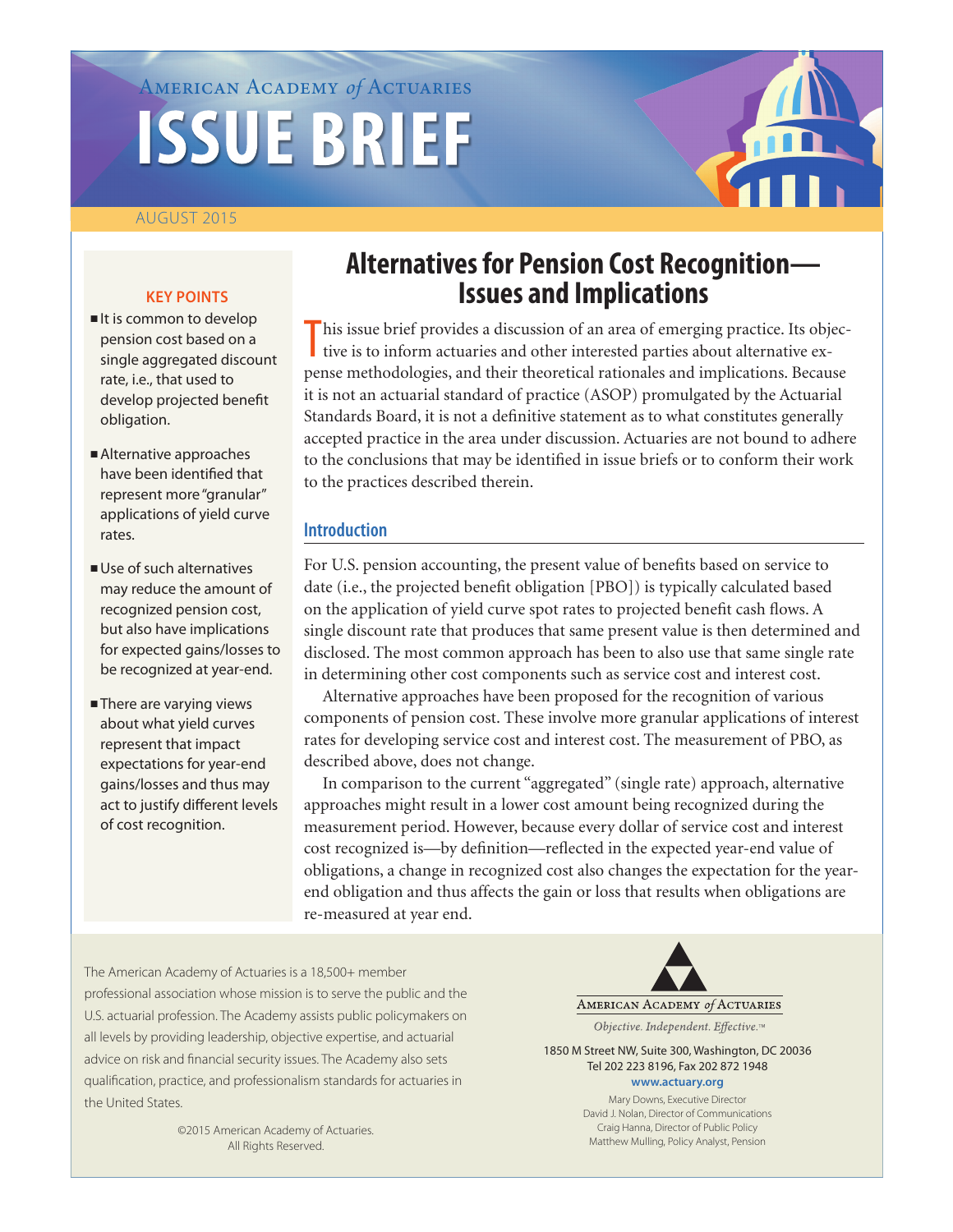American Academy *of* Actuaries

# ISSUE BRIEF

AUGUST 2015

# Alternatives for Pension Cost Recognition—Issues and Implications

**KEY POINTS**

- It is common to develop pension cost based on a single aggregated discount rate, i.e., that used to develop projected benefit obligation.
- Alternative approaches have been identified that represent more "granular" applications of yield curve rates.
- Use of such alternatives may reduce the amount of recognized pension cost, but also have implications for expected gains/losses to be recognized at year-end.
- There are varying views about what yield curves represent that impact expectations for year-end gains/losses and thus may act to justify different levels of cost recognition.

This issue brief provides a discussion of an area of emerging practice. Its objective is to inform actuaries and other interested parties about alternative expense methodologies, and their theoretical rationales and implications. Because it is not an actuarial standard of practice (ASOP) promulgated by the Actuarial Standards Board, it is not a definitive statement as to what constitutes generally accepted practice in the area under discussion. Actuaries are not bound to adhere to the conclusions that may be identified in issue briefs or to conform their work to the practices described therein.

## Introduction

For U.S. pension accounting, the present value of benefits based on service to date (i.e., the projected benefit obligation [PBO]) is typically calculated based on the application of yield curve spot rates to projected benefit cash flows. A single discount rate that produces that same present value is then determined and disclosed. The most common approach has been to also use that same single rate in determining other cost components such as service cost and interest cost.

Alternative approaches have been proposed for the recognition of various components of pension cost. These involve more granular applications of interest rates for developing service cost and interest cost. The measurement of PBO, as described above, does not change.

In comparison to the current "aggregated" (single rate) approach, alternative approaches might result in a lower cost amount being recognized during the measurement period. However, because every dollar of service cost and interest cost recognized is—by definition—reflected in the expected year-end value of obligations, a change in recognized cost also changes the expectation for the year-end obligation and thus affects the gain or loss that results when obligations are re-measured at year end.

The American Academy of Actuaries is a 18,500+ member professional association whose mission is to serve the public and the U.S. actuarial profession. The Academy assists public policymakers on all levels by providing leadership, objective expertise, and actuarial advice on risk and financial security issues. The Academy also sets qualification, practice, and professionalism standards for actuaries in the United States.

©2015 American Academy of Actuaries. All Rights Reserved.

American Academy *of* Actuaries

*Objective. Independent. Effective.™*

1850 M Street NW, Suite 300, Washington, DC 20036
Tel 202 223 8196, Fax 202 872 1948
**www.actuary.org**

Mary Downs, Executive Director
David J. Nolan, Director of Communications
Craig Hanna, Director of Public Policy
Matthew Mulling, Policy Analyst, Pension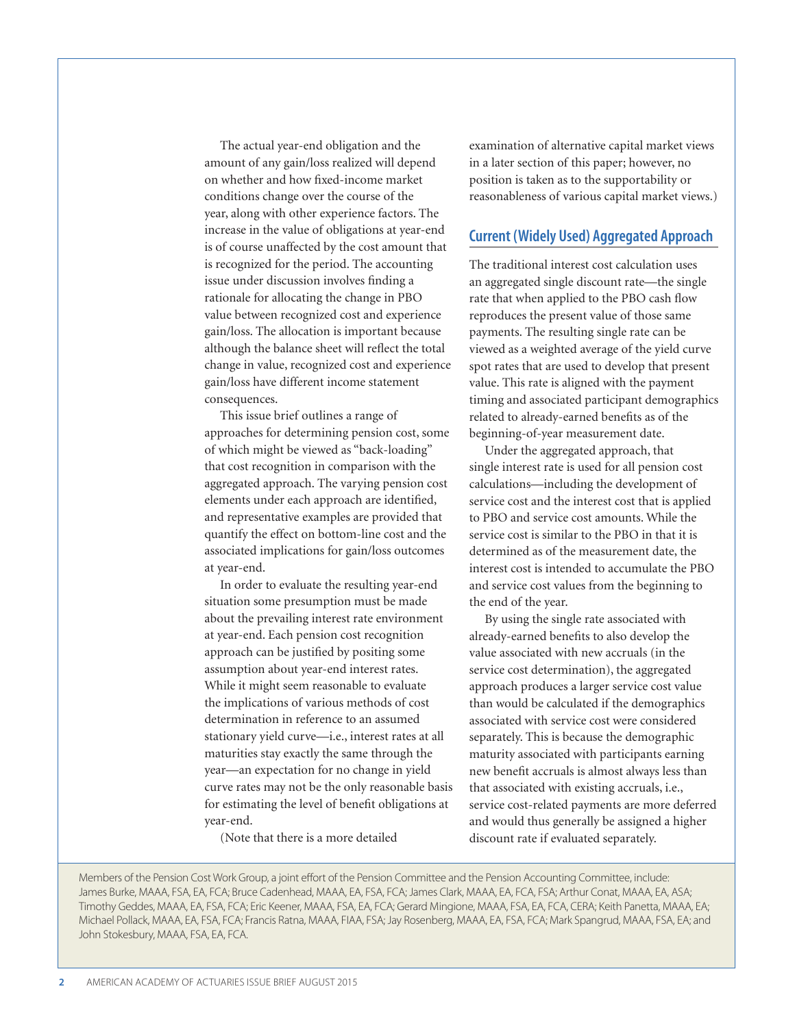The actual year-end obligation and the amount of any gain/loss realized will depend on whether and how fixed-income market conditions change over the course of the year, along with other experience factors. The increase in the value of obligations at year-end is of course unaffected by the cost amount that is recognized for the period. The accounting issue under discussion involves finding a rationale for allocating the change in PBO value between recognized cost and experience gain/loss. The allocation is important because although the balance sheet will reflect the total change in value, recognized cost and experience gain/loss have different income statement consequences.

This issue brief outlines a range of approaches for determining pension cost, some of which might be viewed as "back-loading" that cost recognition in comparison with the aggregated approach. The varying pension cost elements under each approach are identified, and representative examples are provided that quantify the effect on bottom-line cost and the associated implications for gain/loss outcomes at year-end.

In order to evaluate the resulting year-end situation some presumption must be made about the prevailing interest rate environment at year-end. Each pension cost recognition approach can be justified by positing some assumption about year-end interest rates. While it might seem reasonable to evaluate the implications of various methods of cost determination in reference to an assumed stationary yield curve—i.e., interest rates at all maturities stay exactly the same through the year—an expectation for no change in yield curve rates may not be the only reasonable basis for estimating the level of benefit obligations at year-end.

(Note that there is a more detailed examination of alternative capital market views in a later section of this paper; however, no position is taken as to the supportability or reasonableness of various capital market views.)

## Current (Widely Used) Aggregated Approach

The traditional interest cost calculation uses an aggregated single discount rate—the single rate that when applied to the PBO cash flow reproduces the present value of those same payments. The resulting single rate can be viewed as a weighted average of the yield curve spot rates that are used to develop that present value. This rate is aligned with the payment timing and associated participant demographics related to already-earned benefits as of the beginning-of-year measurement date.

Under the aggregated approach, that single interest rate is used for all pension cost calculations—including the development of service cost and the interest cost that is applied to PBO and service cost amounts. While the service cost is similar to the PBO in that it is determined as of the measurement date, the interest cost is intended to accumulate the PBO and service cost values from the beginning to the end of the year.

By using the single rate associated with already-earned benefits to also develop the value associated with new accruals (in the service cost determination), the aggregated approach produces a larger service cost value than would be calculated if the demographics associated with service cost were considered separately. This is because the demographic maturity associated with participants earning new benefit accruals is almost always less than that associated with existing accruals, i.e., service cost-related payments are more deferred and would thus generally be assigned a higher discount rate if evaluated separately.

Members of the Pension Cost Work Group, a joint effort of the Pension Committee and the Pension Accounting Committee, include: James Burke, MAAA, FSA, EA, FCA; Bruce Cadenhead, MAAA, EA, FSA, FCA; James Clark, MAAA, EA, FCA, FSA; Arthur Conat, MAAA, EA, ASA; Timothy Geddes, MAAA, EA, FSA, FCA; Eric Keener, MAAA, FSA, EA, FCA; Gerard Mingione, MAAA, FSA, EA, FCA, CERA; Keith Panetta, MAAA, EA; Michael Pollack, MAAA, EA, FSA, FCA; Francis Ratna, MAAA, FIAA, FSA; Jay Rosenberg, MAAA, EA, FSA, FCA; Mark Spangrud, MAAA, FSA, EA; and John Stokesbury, MAAA, FSA, EA, FCA.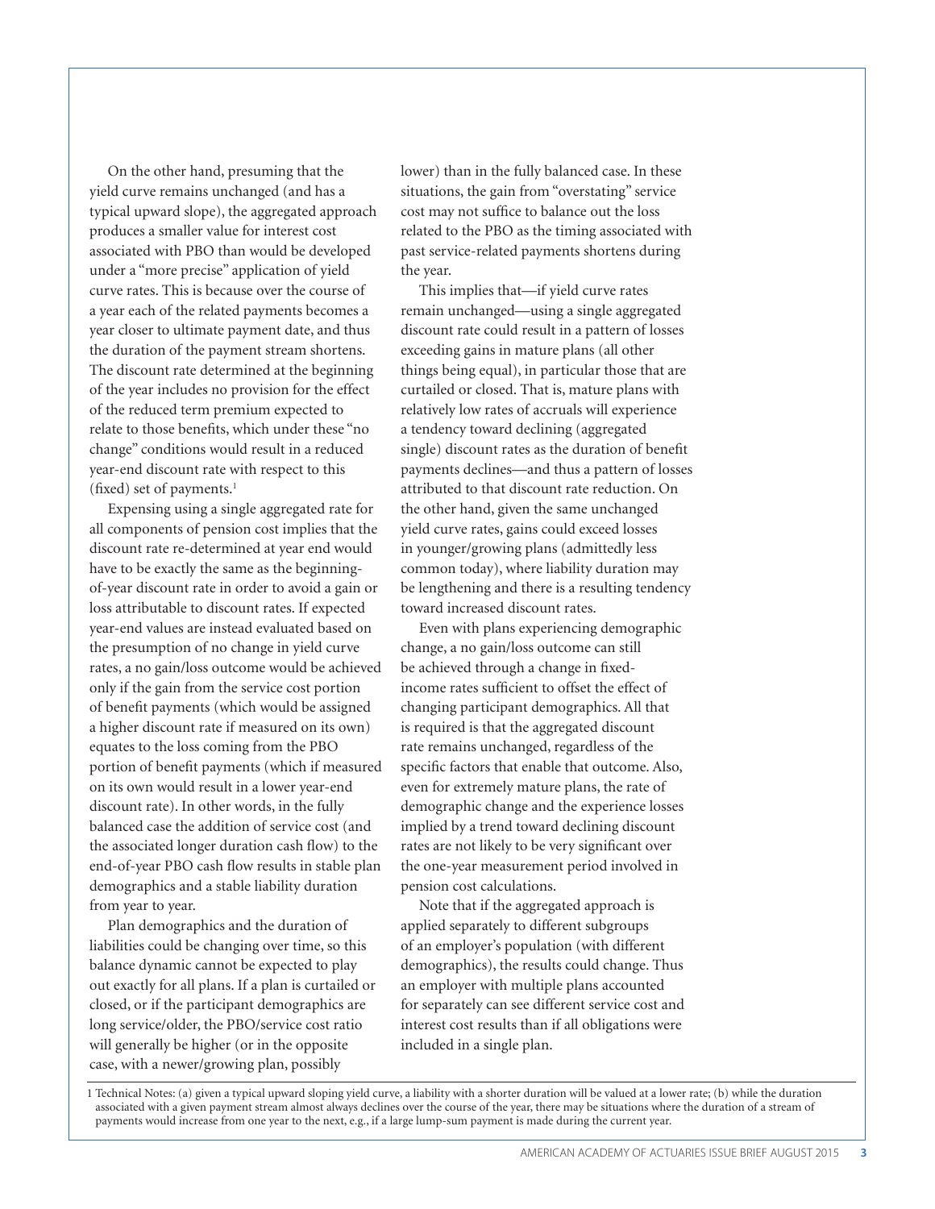On the other hand, presuming that the yield curve remains unchanged (and has a typical upward slope), the aggregated approach produces a smaller value for interest cost associated with PBO than would be developed under a "more precise" application of yield curve rates. This is because over the course of a year each of the related payments becomes a year closer to ultimate payment date, and thus the duration of the payment stream shortens. The discount rate determined at the beginning of the year includes no provision for the effect of the reduced term premium expected to relate to those benefits, which under these "no change" conditions would result in a reduced year-end discount rate with respect to this (fixed) set of payments.[1]

Expensing using a single aggregated rate for all components of pension cost implies that the discount rate re-determined at year end would have to be exactly the same as the beginning-of-year discount rate in order to avoid a gain or loss attributable to discount rates. If expected year-end values are instead evaluated based on the presumption of no change in yield curve rates, a no gain/loss outcome would be achieved only if the gain from the service cost portion of benefit payments (which would be assigned a higher discount rate if measured on its own) equates to the loss coming from the PBO portion of benefit payments (which if measured on its own would result in a lower year-end discount rate). In other words, in the fully balanced case the addition of service cost (and the associated longer duration cash flow) to the end-of-year PBO cash flow results in stable plan demographics and a stable liability duration from year to year.

Plan demographics and the duration of liabilities could be changing over time, so this balance dynamic cannot be expected to play out exactly for all plans. If a plan is curtailed or closed, or if the participant demographics are long service/older, the PBO/service cost ratio will generally be higher (or in the opposite case, with a newer/growing plan, possibly lower) than in the fully balanced case. In these situations, the gain from "overstating" service cost may not suffice to balance out the loss related to the PBO as the timing associated with past service-related payments shortens during the year.

This implies that—if yield curve rates remain unchanged—using a single aggregated discount rate could result in a pattern of losses exceeding gains in mature plans (all other things being equal), in particular those that are curtailed or closed. That is, mature plans with relatively low rates of accruals will experience a tendency toward declining (aggregated single) discount rates as the duration of benefit payments declines—and thus a pattern of losses attributed to that discount rate reduction. On the other hand, given the same unchanged yield curve rates, gains could exceed losses in younger/growing plans (admittedly less common today), where liability duration may be lengthening and there is a resulting tendency toward increased discount rates.

Even with plans experiencing demographic change, a no gain/loss outcome can still be achieved through a change in fixed-income rates sufficient to offset the effect of changing participant demographics. All that is required is that the aggregated discount rate remains unchanged, regardless of the specific factors that enable that outcome. Also, even for extremely mature plans, the rate of demographic change and the experience losses implied by a trend toward declining discount rates are not likely to be very significant over the one-year measurement period involved in pension cost calculations.

Note that if the aggregated approach is applied separately to different subgroups of an employer's population (with different demographics), the results could change. Thus an employer with multiple plans accounted for separately can see different service cost and interest cost results than if all obligations were included in a single plan.

---

[1] Technical Notes: (a) given a typical upward sloping yield curve, a liability with a shorter duration will be valued at a lower rate; (b) while the duration associated with a given payment stream almost always declines over the course of the year, there may be situations where the duration of a stream of payments would increase from one year to the next, e.g., if a large lump-sum payment is made during the current year.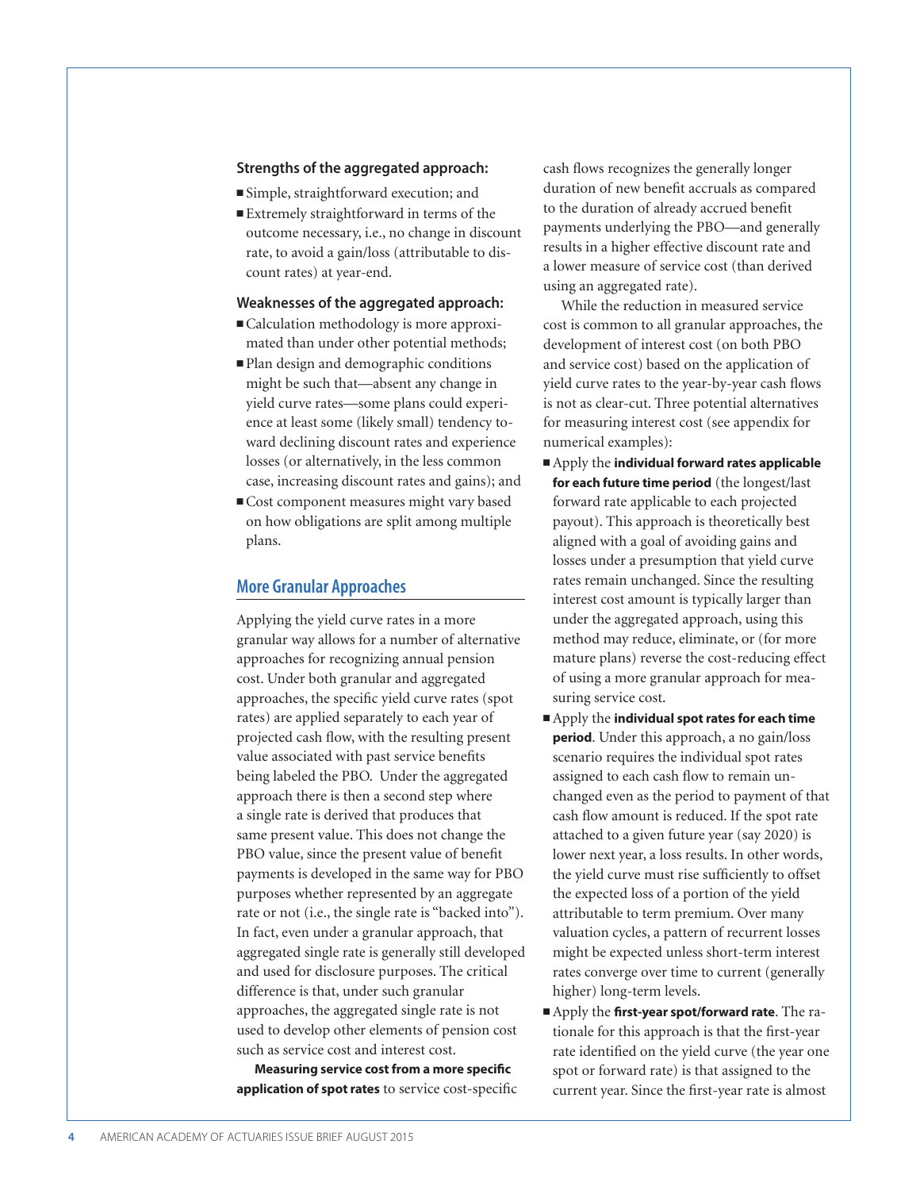**Strengths of the aggregated approach:**

- Simple, straightforward execution; and
- Extremely straightforward in terms of the outcome necessary, i.e., no change in discount rate, to avoid a gain/loss (attributable to discount rates) at year-end.

**Weaknesses of the aggregated approach:**

- Calculation methodology is more approximated than under other potential methods;
- Plan design and demographic conditions might be such that—absent any change in yield curve rates—some plans could experience at least some (likely small) tendency toward declining discount rates and experience losses (or alternatively, in the less common case, increasing discount rates and gains); and
- Cost component measures might vary based on how obligations are split among multiple plans.

## More Granular Approaches

Applying the yield curve rates in a more granular way allows for a number of alternative approaches for recognizing annual pension cost. Under both granular and aggregated approaches, the specific yield curve rates (spot rates) are applied separately to each year of projected cash flow, with the resulting present value associated with past service benefits being labeled the PBO. Under the aggregated approach there is then a second step where a single rate is derived that produces that same present value. This does not change the PBO value, since the present value of benefit payments is developed in the same way for PBO purposes whether represented by an aggregate rate or not (i.e., the single rate is "backed into"). In fact, even under a granular approach, that aggregated single rate is generally still developed and used for disclosure purposes. The critical difference is that, under such granular approaches, the aggregated single rate is not used to develop other elements of pension cost such as service cost and interest cost.

**Measuring service cost from a more specific application of spot rates** to service cost-specific cash flows recognizes the generally longer duration of new benefit accruals as compared to the duration of already accrued benefit payments underlying the PBO—and generally results in a higher effective discount rate and a lower measure of service cost (than derived using an aggregated rate).

While the reduction in measured service cost is common to all granular approaches, the development of interest cost (on both PBO and service cost) based on the application of yield curve rates to the year-by-year cash flows is not as clear-cut. Three potential alternatives for measuring interest cost (see appendix for numerical examples):

- Apply the **individual forward rates applicable for each future time period** (the longest/last forward rate applicable to each projected payout). This approach is theoretically best aligned with a goal of avoiding gains and losses under a presumption that yield curve rates remain unchanged. Since the resulting interest cost amount is typically larger than under the aggregated approach, using this method may reduce, eliminate, or (for more mature plans) reverse the cost-reducing effect of using a more granular approach for measuring service cost.
- Apply the **individual spot rates for each time period**. Under this approach, a no gain/loss scenario requires the individual spot rates assigned to each cash flow to remain unchanged even as the period to payment of that cash flow amount is reduced. If the spot rate attached to a given future year (say 2020) is lower next year, a loss results. In other words, the yield curve must rise sufficiently to offset the expected loss of a portion of the yield attributable to term premium. Over many valuation cycles, a pattern of recurrent losses might be expected unless short-term interest rates converge over time to current (generally higher) long-term levels.
- Apply the **first-year spot/forward rate**. The rationale for this approach is that the first-year rate identified on the yield curve (the year one spot or forward rate) is that assigned to the current year. Since the first-year rate is almost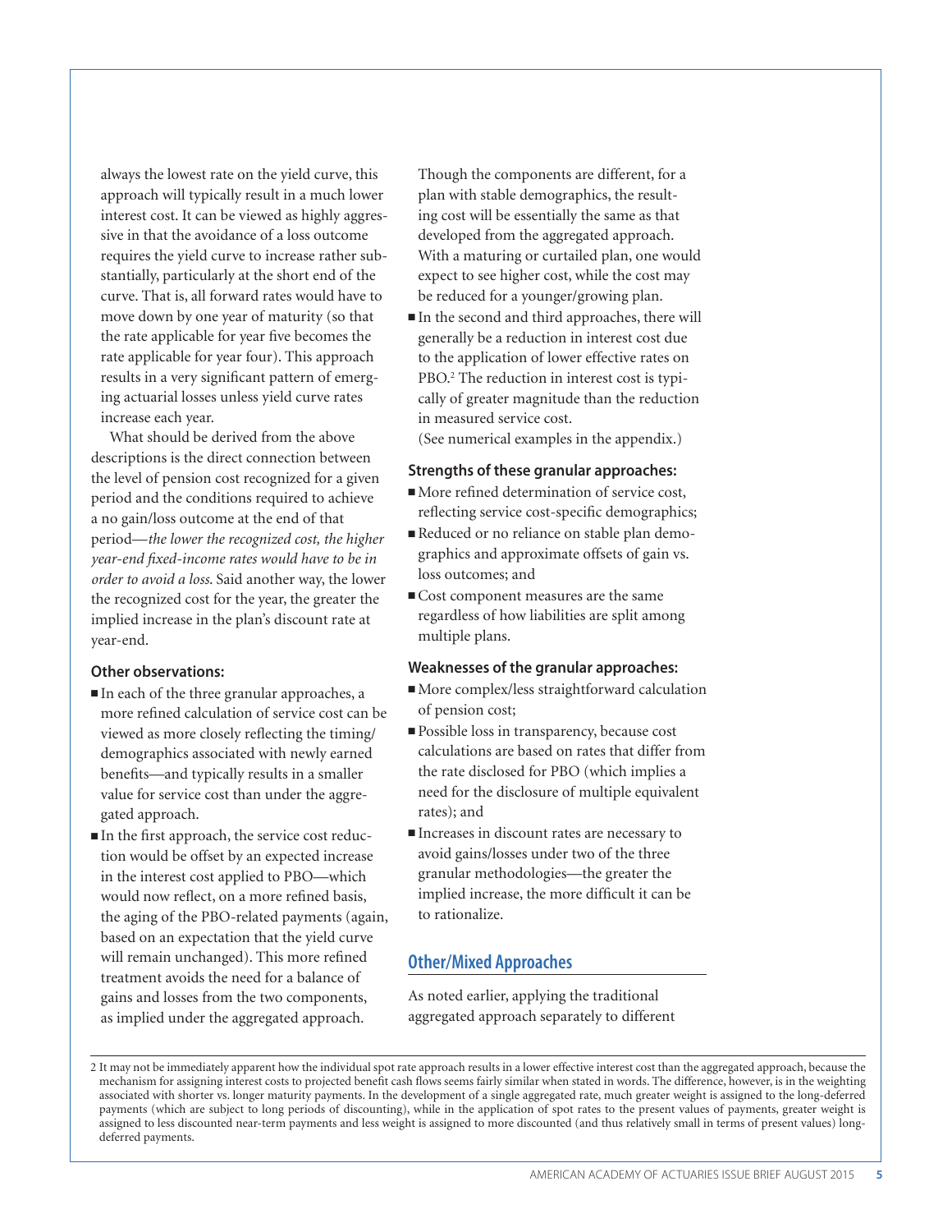always the lowest rate on the yield curve, this approach will typically result in a much lower interest cost. It can be viewed as highly aggressive in that the avoidance of a loss outcome requires the yield curve to increase rather substantially, particularly at the short end of the curve. That is, all forward rates would have to move down by one year of maturity (so that the rate applicable for year five becomes the rate applicable for year four). This approach results in a very significant pattern of emerging actuarial losses unless yield curve rates increase each year.

What should be derived from the above descriptions is the direct connection between the level of pension cost recognized for a given period and the conditions required to achieve a no gain/loss outcome at the end of that period—*the lower the recognized cost, the higher year-end fixed-income rates would have to be in order to avoid a loss*. Said another way, the lower the recognized cost for the year, the greater the implied increase in the plan's discount rate at year-end.

#### Other observations:

- In each of the three granular approaches, a more refined calculation of service cost can be viewed as more closely reflecting the timing/demographics associated with newly earned benefits—and typically results in a smaller value for service cost than under the aggregated approach.
- In the first approach, the service cost reduction would be offset by an expected increase in the interest cost applied to PBO—which would now reflect, on a more refined basis, the aging of the PBO-related payments (again, based on an expectation that the yield curve will remain unchanged). This more refined treatment avoids the need for a balance of gains and losses from the two components, as implied under the aggregated approach.

  Though the components are different, for a plan with stable demographics, the resulting cost will be essentially the same as that developed from the aggregated approach. With a maturing or curtailed plan, one would expect to see higher cost, while the cost may be reduced for a younger/growing plan.
- In the second and third approaches, there will generally be a reduction in interest cost due to the application of lower effective rates on PBO.[2] The reduction in interest cost is typically of greater magnitude than the reduction in measured service cost.

  (See numerical examples in the appendix.)

#### Strengths of these granular approaches:

- More refined determination of service cost, reflecting service cost-specific demographics;
- Reduced or no reliance on stable plan demographics and approximate offsets of gain vs. loss outcomes; and
- Cost component measures are the same regardless of how liabilities are split among multiple plans.

#### Weaknesses of the granular approaches:

- More complex/less straightforward calculation of pension cost;
- Possible loss in transparency, because cost calculations are based on rates that differ from the rate disclosed for PBO (which implies a need for the disclosure of multiple equivalent rates); and
- Increases in discount rates are necessary to avoid gains/losses under two of the three granular methodologies—the greater the implied increase, the more difficult it can be to rationalize.

## Other/Mixed Approaches

As noted earlier, applying the traditional aggregated approach separately to different

---

[2] It may not be immediately apparent how the individual spot rate approach results in a lower effective interest cost than the aggregated approach, because the mechanism for assigning interest costs to projected benefit cash flows seems fairly similar when stated in words. The difference, however, is in the weighting associated with shorter vs. longer maturity payments. In the development of a single aggregated rate, much greater weight is assigned to the long-deferred payments (which are subject to long periods of discounting), while in the application of spot rates to the present values of payments, greater weight is assigned to less discounted near-term payments and less weight is assigned to more discounted (and thus relatively small in terms of present values) long-deferred payments.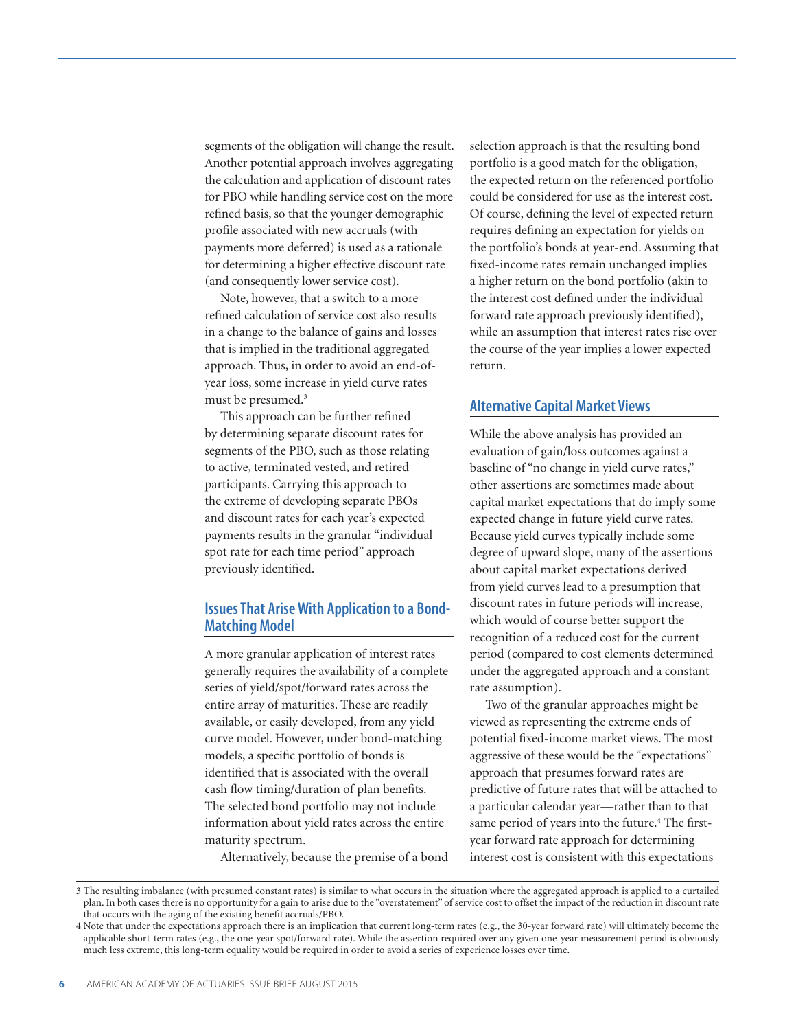segments of the obligation will change the result. Another potential approach involves aggregating the calculation and application of discount rates for PBO while handling service cost on the more refined basis, so that the younger demographic profile associated with new accruals (with payments more deferred) is used as a rationale for determining a higher effective discount rate (and consequently lower service cost).

Note, however, that a switch to a more refined calculation of service cost also results in a change to the balance of gains and losses that is implied in the traditional aggregated approach. Thus, in order to avoid an end-of-year loss, some increase in yield curve rates must be presumed.[3]

This approach can be further refined by determining separate discount rates for segments of the PBO, such as those relating to active, terminated vested, and retired participants. Carrying this approach to the extreme of developing separate PBOs and discount rates for each year's expected payments results in the granular "individual spot rate for each time period" approach previously identified.

## Issues That Arise With Application to a Bond-Matching Model

A more granular application of interest rates generally requires the availability of a complete series of yield/spot/forward rates across the entire array of maturities. These are readily available, or easily developed, from any yield curve model. However, under bond-matching models, a specific portfolio of bonds is identified that is associated with the overall cash flow timing/duration of plan benefits. The selected bond portfolio may not include information about yield rates across the entire maturity spectrum.

Alternatively, because the premise of a bond selection approach is that the resulting bond portfolio is a good match for the obligation, the expected return on the referenced portfolio could be considered for use as the interest cost. Of course, defining the level of expected return requires defining an expectation for yields on the portfolio's bonds at year-end. Assuming that fixed-income rates remain unchanged implies a higher return on the bond portfolio (akin to the interest cost defined under the individual forward rate approach previously identified), while an assumption that interest rates rise over the course of the year implies a lower expected return.

## Alternative Capital Market Views

While the above analysis has provided an evaluation of gain/loss outcomes against a baseline of "no change in yield curve rates," other assertions are sometimes made about capital market expectations that do imply some expected change in future yield curve rates. Because yield curves typically include some degree of upward slope, many of the assertions about capital market expectations derived from yield curves lead to a presumption that discount rates in future periods will increase, which would of course better support the recognition of a reduced cost for the current period (compared to cost elements determined under the aggregated approach and a constant rate assumption).

Two of the granular approaches might be viewed as representing the extreme ends of potential fixed-income market views. The most aggressive of these would be the "expectations" approach that presumes forward rates are predictive of future rates that will be attached to a particular calendar year—rather than to that same period of years into the future.[4] The first-year forward rate approach for determining interest cost is consistent with this expectations

---

[3] The resulting imbalance (with presumed constant rates) is similar to what occurs in the situation where the aggregated approach is applied to a curtailed plan. In both cases there is no opportunity for a gain to arise due to the "overstatement" of service cost to offset the impact of the reduction in discount rate that occurs with the aging of the existing benefit accruals/PBO.

[4] Note that under the expectations approach there is an implication that current long-term rates (e.g., the 30-year forward rate) will ultimately become the applicable short-term rates (e.g., the one-year spot/forward rate). While the assertion required over any given one-year measurement period is obviously much less extreme, this long-term equality would be required in order to avoid a series of experience losses over time.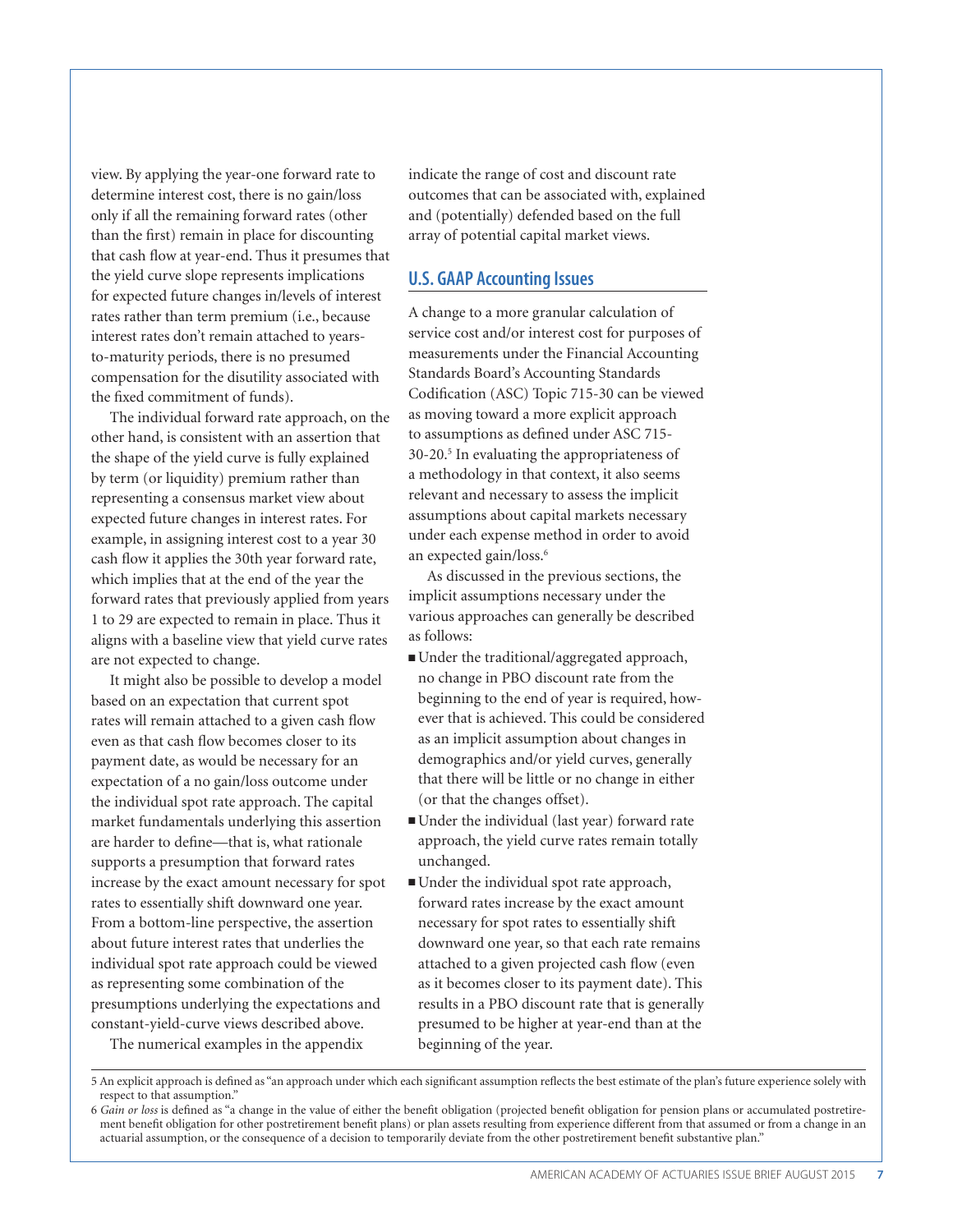view. By applying the year-one forward rate to determine interest cost, there is no gain/loss only if all the remaining forward rates (other than the first) remain in place for discounting that cash flow at year-end. Thus it presumes that the yield curve slope represents implications for expected future changes in/levels of interest rates rather than term premium (i.e., because interest rates don't remain attached to years-to-maturity periods, there is no presumed compensation for the disutility associated with the fixed commitment of funds).

The individual forward rate approach, on the other hand, is consistent with an assertion that the shape of the yield curve is fully explained by term (or liquidity) premium rather than representing a consensus market view about expected future changes in interest rates. For example, in assigning interest cost to a year 30 cash flow it applies the 30th year forward rate, which implies that at the end of the year the forward rates that previously applied from years 1 to 29 are expected to remain in place. Thus it aligns with a baseline view that yield curve rates are not expected to change.

It might also be possible to develop a model based on an expectation that current spot rates will remain attached to a given cash flow even as that cash flow becomes closer to its payment date, as would be necessary for an expectation of a no gain/loss outcome under the individual spot rate approach. The capital market fundamentals underlying this assertion are harder to define—that is, what rationale supports a presumption that forward rates increase by the exact amount necessary for spot rates to essentially shift downward one year. From a bottom-line perspective, the assertion about future interest rates that underlies the individual spot rate approach could be viewed as representing some combination of the presumptions underlying the expectations and constant-yield-curve views described above.

The numerical examples in the appendix indicate the range of cost and discount rate outcomes that can be associated with, explained and (potentially) defended based on the full array of potential capital market views.

## U.S. GAAP Accounting Issues

A change to a more granular calculation of service cost and/or interest cost for purposes of measurements under the Financial Accounting Standards Board's Accounting Standards Codification (ASC) Topic 715-30 can be viewed as moving toward a more explicit approach to assumptions as defined under ASC 715-30-20.[5] In evaluating the appropriateness of a methodology in that context, it also seems relevant and necessary to assess the implicit assumptions about capital markets necessary under each expense method in order to avoid an expected gain/loss.[6]

As discussed in the previous sections, the implicit assumptions necessary under the various approaches can generally be described as follows:

- Under the traditional/aggregated approach, no change in PBO discount rate from the beginning to the end of year is required, however that is achieved. This could be considered as an implicit assumption about changes in demographics and/or yield curves, generally that there will be little or no change in either (or that the changes offset).
- Under the individual (last year) forward rate approach, the yield curve rates remain totally unchanged.
- Under the individual spot rate approach, forward rates increase by the exact amount necessary for spot rates to essentially shift downward one year, so that each rate remains attached to a given projected cash flow (even as it becomes closer to its payment date). This results in a PBO discount rate that is generally presumed to be higher at year-end than at the beginning of the year.

---

5 An explicit approach is defined as "an approach under which each significant assumption reflects the best estimate of the plan's future experience solely with respect to that assumption."

6 *Gain or loss* is defined as "a change in the value of either the benefit obligation (projected benefit obligation for pension plans or accumulated postretirement benefit obligation for other postretirement benefit plans) or plan assets resulting from experience different from that assumed or from a change in an actuarial assumption, or the consequence of a decision to temporarily deviate from the other postretirement benefit substantive plan."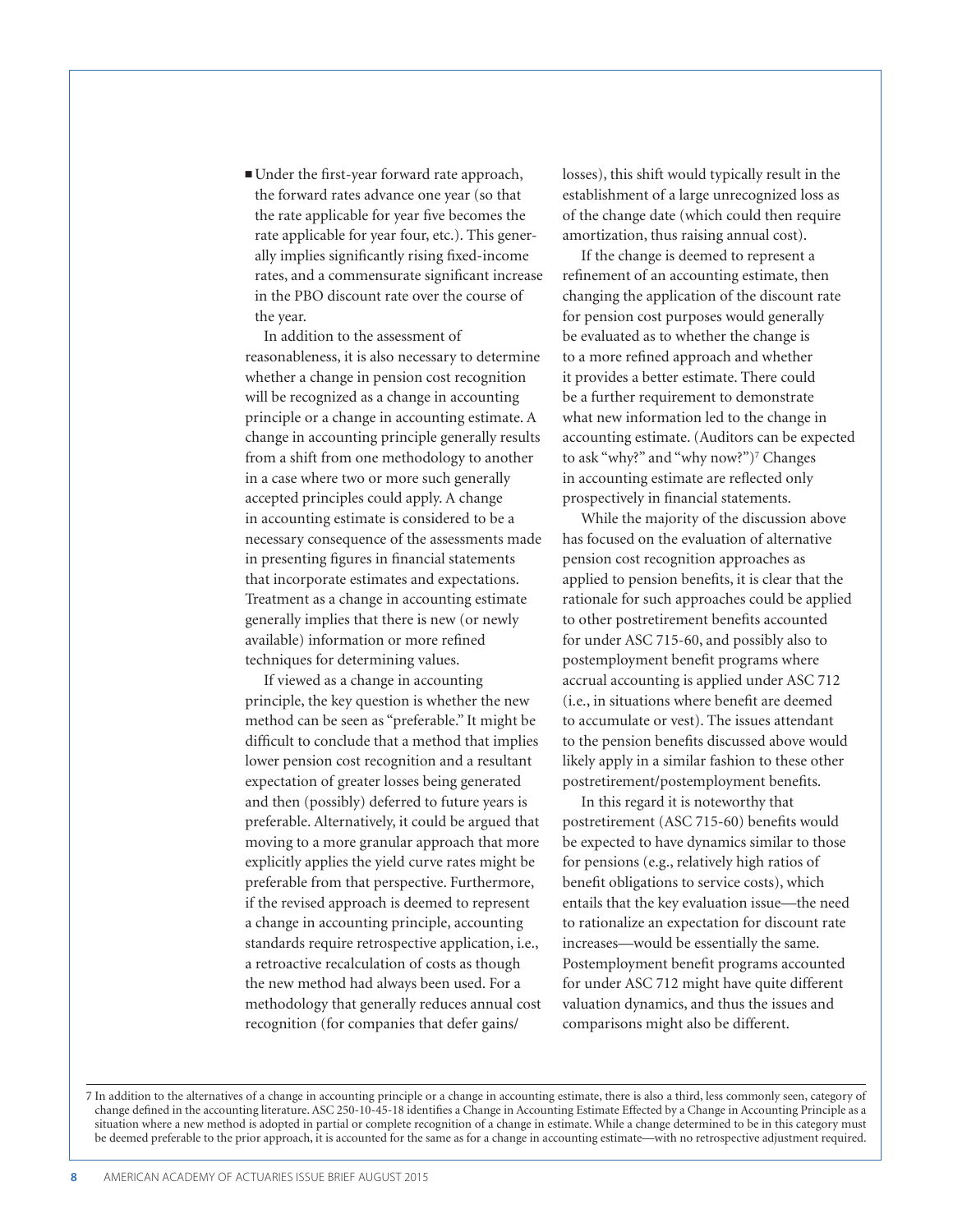- Under the first-year forward rate approach, the forward rates advance one year (so that the rate applicable for year five becomes the rate applicable for year four, etc.). This generally implies significantly rising fixed-income rates, and a commensurate significant increase in the PBO discount rate over the course of the year.

In addition to the assessment of reasonableness, it is also necessary to determine whether a change in pension cost recognition will be recognized as a change in accounting principle or a change in accounting estimate. A change in accounting principle generally results from a shift from one methodology to another in a case where two or more such generally accepted principles could apply. A change in accounting estimate is considered to be a necessary consequence of the assessments made in presenting figures in financial statements that incorporate estimates and expectations. Treatment as a change in accounting estimate generally implies that there is new (or newly available) information or more refined techniques for determining values.

If viewed as a change in accounting principle, the key question is whether the new method can be seen as "preferable." It might be difficult to conclude that a method that implies lower pension cost recognition and a resultant expectation of greater losses being generated and then (possibly) deferred to future years is preferable. Alternatively, it could be argued that moving to a more granular approach that more explicitly applies the yield curve rates might be preferable from that perspective. Furthermore, if the revised approach is deemed to represent a change in accounting principle, accounting standards require retrospective application, i.e., a retroactive recalculation of costs as though the new method had always been used. For a methodology that generally reduces annual cost recognition (for companies that defer gains/losses), this shift would typically result in the establishment of a large unrecognized loss as of the change date (which could then require amortization, thus raising annual cost).

If the change is deemed to represent a refinement of an accounting estimate, then changing the application of the discount rate for pension cost purposes would generally be evaluated as to whether the change is to a more refined approach and whether it provides a better estimate. There could be a further requirement to demonstrate what new information led to the change in accounting estimate. (Auditors can be expected to ask "why?" and "why now?")[7] Changes in accounting estimate are reflected only prospectively in financial statements.

While the majority of the discussion above has focused on the evaluation of alternative pension cost recognition approaches as applied to pension benefits, it is clear that the rationale for such approaches could be applied to other postretirement benefits accounted for under ASC 715-60, and possibly also to postemployment benefit programs where accrual accounting is applied under ASC 712 (i.e., in situations where benefit are deemed to accumulate or vest). The issues attendant to the pension benefits discussed above would likely apply in a similar fashion to these other postretirement/postemployment benefits.

In this regard it is noteworthy that postretirement (ASC 715-60) benefits would be expected to have dynamics similar to those for pensions (e.g., relatively high ratios of benefit obligations to service costs), which entails that the key evaluation issue—the need to rationalize an expectation for discount rate increases—would be essentially the same. Postemployment benefit programs accounted for under ASC 712 might have quite different valuation dynamics, and thus the issues and comparisons might also be different.

---

7 In addition to the alternatives of a change in accounting principle or a change in accounting estimate, there is also a third, less commonly seen, category of change defined in the accounting literature. ASC 250-10-45-18 identifies a Change in Accounting Estimate Effected by a Change in Accounting Principle as a situation where a new method is adopted in partial or complete recognition of a change in estimate. While a change determined to be in this category must be deemed preferable to the prior approach, it is accounted for the same as for a change in accounting estimate—with no retrospective adjustment required.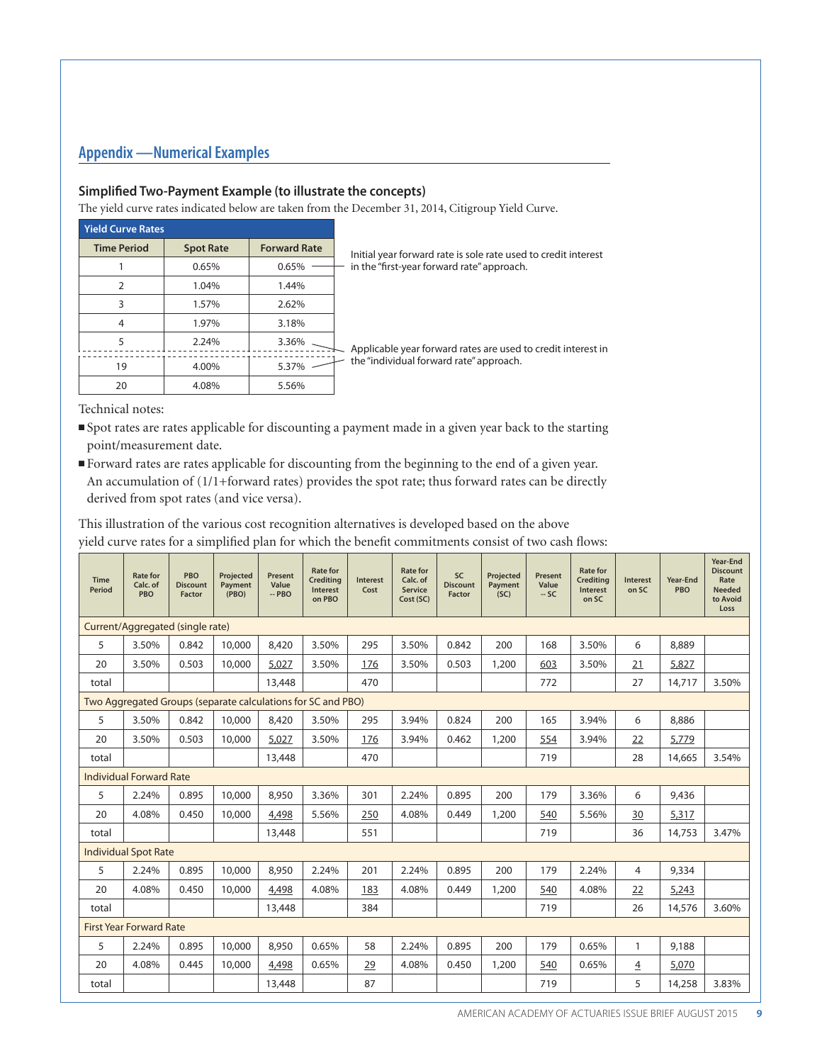## Appendix —Numerical Examples

### Simplified Two-Payment Example (to illustrate the concepts)

The yield curve rates indicated below are taken from the December 31, 2014, Citigroup Yield Curve.

| Yield Curve Rates | | |
|---|---|---|
| Time Period | Spot Rate | Forward Rate |
| 1 | 0.65% | 0.65% |
| 2 | 1.04% | 1.44% |
| 3 | 1.57% | 2.62% |
| 4 | 1.97% | 3.18% |
| 5 | 2.24% | 3.36% |
| 19 | 4.00% | 5.37% |
| 20 | 4.08% | 5.56% |

Initial year forward rate is sole rate used to credit interest in the "first-year forward rate" approach.

Applicable year forward rates are used to credit interest in the "individual forward rate" approach.

Technical notes:

- Spot rates are rates applicable for discounting a payment made in a given year back to the starting point/measurement date.
- Forward rates are rates applicable for discounting from the beginning to the end of a given year. An accumulation of (1/1+forward rates) provides the spot rate; thus forward rates can be directly derived from spot rates (and vice versa).

This illustration of the various cost recognition alternatives is developed based on the above yield curve rates for a simplified plan for which the benefit commitments consist of two cash flows:

| Time Period | Rate for Calc. of PBO | PBO Discount Factor | Projected Payment (PBO) | Present Value -- PBO | Rate for Crediting Interest on PBO | Interest Cost | Rate for Calc. of Service Cost (SC) | SC Discount Factor | Projected Payment (SC) | Present Value -- SC | Rate for Crediting Interest on SC | Interest on SC | Year-End PBO | Year-End Discount Rate Needed to Avoid Loss |
|---|---|---|---|---|---|---|---|---|---|---|---|---|---|---|
| Current/Aggregated (single rate) | | | | | | | | | | | | | | |
| 5 | 3.50% | 0.842 | 10,000 | 8,420 | 3.50% | 295 | 3.50% | 0.842 | 200 | 168 | 3.50% | 6 | 8,889 | |
| 20 | 3.50% | 0.503 | 10,000 | 5,027 | 3.50% | 176 | 3.50% | 0.503 | 1,200 | 603 | 3.50% | 21 | 5,827 | |
| total | | | | 13,448 | | 470 | | | | 772 | | 27 | 14,717 | 3.50% |
| Two Aggregated Groups (separate calculations for SC and PBO) | | | | | | | | | | | | | | |
| 5 | 3.50% | 0.842 | 10,000 | 8,420 | 3.50% | 295 | 3.94% | 0.824 | 200 | 165 | 3.94% | 6 | 8,886 | |
| 20 | 3.50% | 0.503 | 10,000 | 5,027 | 3.50% | 176 | 3.94% | 0.462 | 1,200 | 554 | 3.94% | 22 | 5,779 | |
| total | | | | 13,448 | | 470 | | | | 719 | | 28 | 14,665 | 3.54% |
| Individual Forward Rate | | | | | | | | | | | | | | |
| 5 | 2.24% | 0.895 | 10,000 | 8,950 | 3.36% | 301 | 2.24% | 0.895 | 200 | 179 | 3.36% | 6 | 9,436 | |
| 20 | 4.08% | 0.450 | 10,000 | 4,498 | 5.56% | 250 | 4.08% | 0.449 | 1,200 | 540 | 5.56% | 30 | 5,317 | |
| total | | | | 13,448 | | 551 | | | | 719 | | 36 | 14,753 | 3.47% |
| Individual Spot Rate | | | | | | | | | | | | | | |
| 5 | 2.24% | 0.895 | 10,000 | 8,950 | 2.24% | 201 | 2.24% | 0.895 | 200 | 179 | 2.24% | 4 | 9,334 | |
| 20 | 4.08% | 0.450 | 10,000 | 4,498 | 4.08% | 183 | 4.08% | 0.449 | 1,200 | 540 | 4.08% | 22 | 5,243 | |
| total | | | | 13,448 | | 384 | | | | 719 | | 26 | 14,576 | 3.60% |
| First Year Forward Rate | | | | | | | | | | | | | | |
| 5 | 2.24% | 0.895 | 10,000 | 8,950 | 0.65% | 58 | 2.24% | 0.895 | 200 | 179 | 0.65% | 1 | 9,188 | |
| 20 | 4.08% | 0.445 | 10,000 | 4,498 | 0.65% | 29 | 4.08% | 0.450 | 1,200 | 540 | 0.65% | 4 | 5,070 | |
| total | | | | 13,448 | | 87 | | | | 719 | | 5 | 14,258 | 3.83% |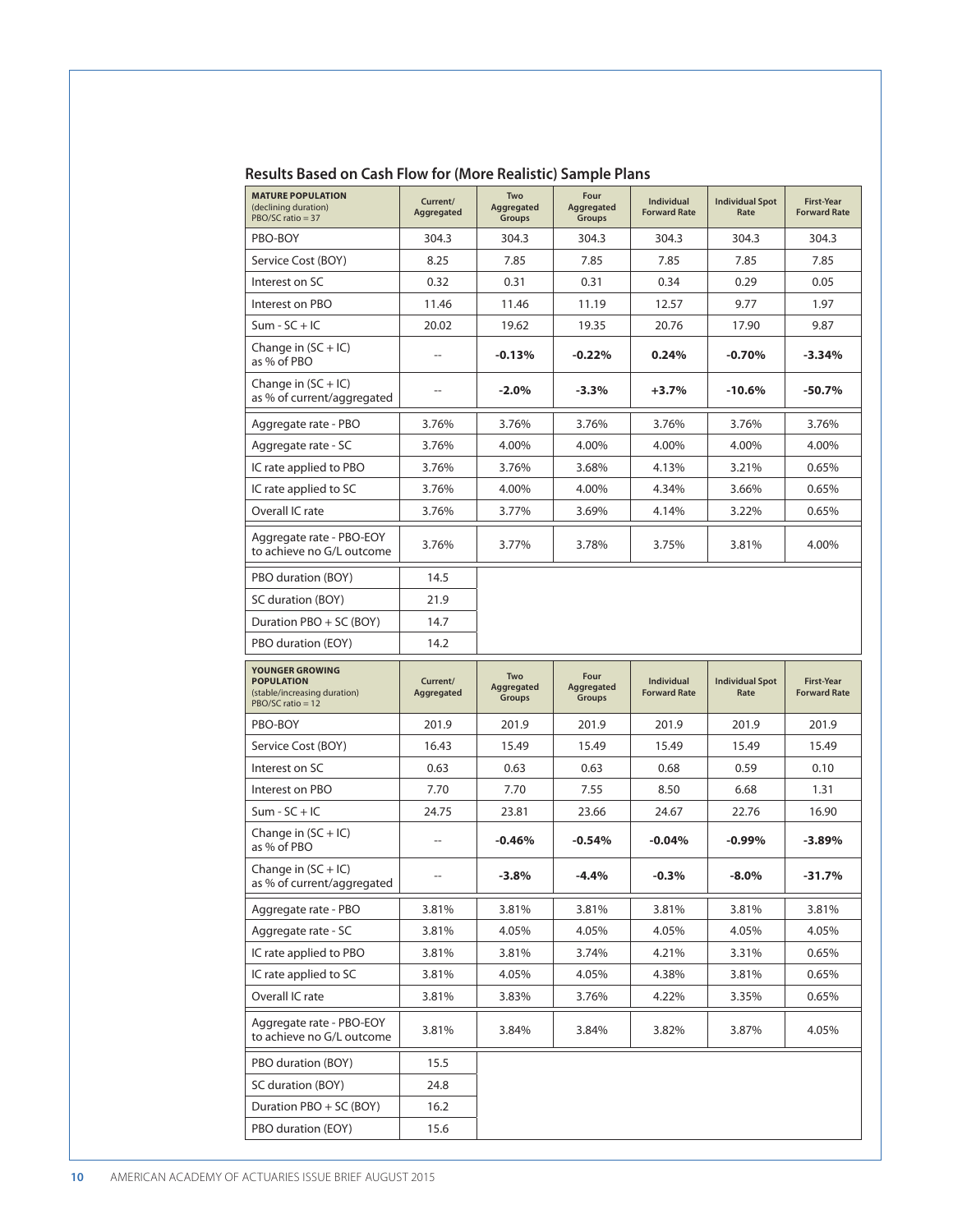## Results Based on Cash Flow for (More Realistic) Sample Plans

| **MATURE POPULATION** (declining duration) PBO/SC ratio = 37 | Current/ Aggregated | Two Aggregated Groups | Four Aggregated Groups | Individual Forward Rate | Individual Spot Rate | First-Year Forward Rate |
|---|---|---|---|---|---|---|
| PBO-BOY | 304.3 | 304.3 | 304.3 | 304.3 | 304.3 | 304.3 |
| Service Cost (BOY) | 8.25 | 7.85 | 7.85 | 7.85 | 7.85 | 7.85 |
| Interest on SC | 0.32 | 0.31 | 0.31 | 0.34 | 0.29 | 0.05 |
| Interest on PBO | 11.46 | 11.46 | 11.19 | 12.57 | 9.77 | 1.97 |
| Sum - SC + IC | 20.02 | 19.62 | 19.35 | 20.76 | 17.90 | 9.87 |
| Change in (SC + IC) as % of PBO | -- | **-0.13%** | **-0.22%** | **0.24%** | **-0.70%** | **-3.34%** |
| Change in (SC + IC) as % of current/aggregated | -- | **-2.0%** | **-3.3%** | **+3.7%** | **-10.6%** | **-50.7%** |
| Aggregate rate - PBO | 3.76% | 3.76% | 3.76% | 3.76% | 3.76% | 3.76% |
| Aggregate rate - SC | 3.76% | 4.00% | 4.00% | 4.00% | 4.00% | 4.00% |
| IC rate applied to PBO | 3.76% | 3.76% | 3.68% | 4.13% | 3.21% | 0.65% |
| IC rate applied to SC | 3.76% | 4.00% | 4.00% | 4.34% | 3.66% | 0.65% |
| Overall IC rate | 3.76% | 3.77% | 3.69% | 4.14% | 3.22% | 0.65% |
| Aggregate rate - PBO-EOY to achieve no G/L outcome | 3.76% | 3.77% | 3.78% | 3.75% | 3.81% | 4.00% |
| PBO duration (BOY) | 14.5 | | | | | |
| SC duration (BOY) | 21.9 | | | | | |
| Duration PBO + SC (BOY) | 14.7 | | | | | |
| PBO duration (EOY) | 14.2 | | | | | |

| **YOUNGER GROWING POPULATION** (stable/increasing duration) PBO/SC ratio = 12 | Current/ Aggregated | Two Aggregated Groups | Four Aggregated Groups | Individual Forward Rate | Individual Spot Rate | First-Year Forward Rate |
|---|---|---|---|---|---|---|
| PBO-BOY | 201.9 | 201.9 | 201.9 | 201.9 | 201.9 | 201.9 |
| Service Cost (BOY) | 16.43 | 15.49 | 15.49 | 15.49 | 15.49 | 15.49 |
| Interest on SC | 0.63 | 0.63 | 0.63 | 0.68 | 0.59 | 0.10 |
| Interest on PBO | 7.70 | 7.70 | 7.55 | 8.50 | 6.68 | 1.31 |
| Sum - SC + IC | 24.75 | 23.81 | 23.66 | 24.67 | 22.76 | 16.90 |
| Change in (SC + IC) as % of PBO | -- | **-0.46%** | **-0.54%** | **-0.04%** | **-0.99%** | **-3.89%** |
| Change in (SC + IC) as % of current/aggregated | -- | **-3.8%** | **-4.4%** | **-0.3%** | **-8.0%** | **-31.7%** |
| Aggregate rate - PBO | 3.81% | 3.81% | 3.81% | 3.81% | 3.81% | 3.81% |
| Aggregate rate - SC | 3.81% | 4.05% | 4.05% | 4.05% | 4.05% | 4.05% |
| IC rate applied to PBO | 3.81% | 3.81% | 3.74% | 4.21% | 3.31% | 0.65% |
| IC rate applied to SC | 3.81% | 4.05% | 4.05% | 4.38% | 3.81% | 0.65% |
| Overall IC rate | 3.81% | 3.83% | 3.76% | 4.22% | 3.35% | 0.65% |
| Aggregate rate - PBO-EOY to achieve no G/L outcome | 3.81% | 3.84% | 3.84% | 3.82% | 3.87% | 4.05% |
| PBO duration (BOY) | 15.5 | | | | | |
| SC duration (BOY) | 24.8 | | | | | |
| Duration PBO + SC (BOY) | 16.2 | | | | | |
| PBO duration (EOY) | 15.6 | | | | | |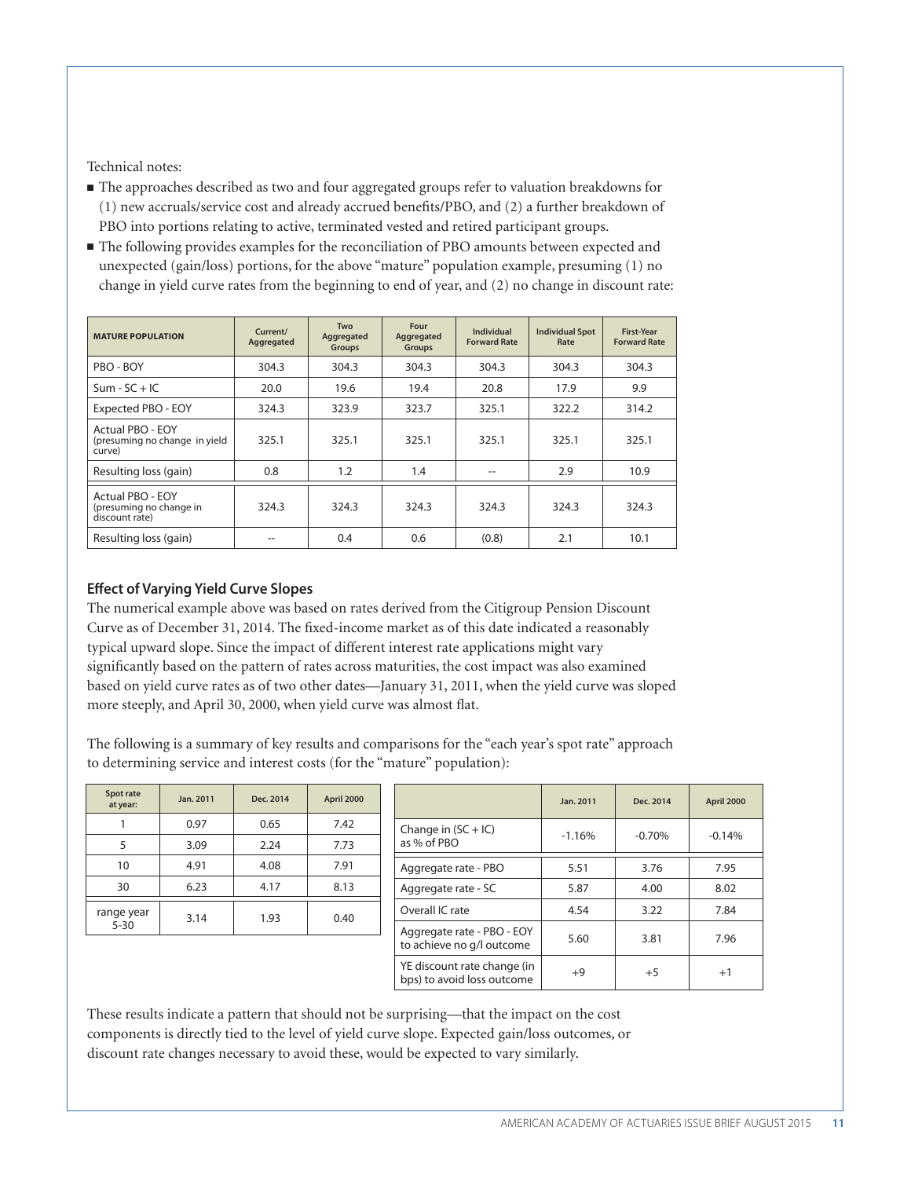Technical notes:

- The approaches described as two and four aggregated groups refer to valuation breakdowns for (1) new accruals/service cost and already accrued benefits/PBO, and (2) a further breakdown of PBO into portions relating to active, terminated vested and retired participant groups.
- The following provides examples for the reconciliation of PBO amounts between expected and unexpected (gain/loss) portions, for the above "mature" population example, presuming (1) no change in yield curve rates from the beginning to end of year, and (2) no change in discount rate:

| MATURE POPULATION | Current/ Aggregated | Two Aggregated Groups | Four Aggregated Groups | Individual Forward Rate | Individual Spot Rate | First-Year Forward Rate |
|---|---|---|---|---|---|---|
| PBO - BOY | 304.3 | 304.3 | 304.3 | 304.3 | 304.3 | 304.3 |
| Sum - SC + IC | 20.0 | 19.6 | 19.4 | 20.8 | 17.9 | 9.9 |
| Expected PBO - EOY | 324.3 | 323.9 | 323.7 | 325.1 | 322.2 | 314.2 |
| Actual PBO - EOY (presuming no change in yield curve) | 325.1 | 325.1 | 325.1 | 325.1 | 325.1 | 325.1 |
| Resulting loss (gain) | 0.8 | 1.2 | 1.4 | -- | 2.9 | 10.9 |
| Actual PBO - EOY (presuming no change in discount rate) | 324.3 | 324.3 | 324.3 | 324.3 | 324.3 | 324.3 |
| Resulting loss (gain) | -- | 0.4 | 0.6 | (0.8) | 2.1 | 10.1 |

### Effect of Varying Yield Curve Slopes

The numerical example above was based on rates derived from the Citigroup Pension Discount Curve as of December 31, 2014. The fixed-income market as of this date indicated a reasonably typical upward slope. Since the impact of different interest rate applications might vary significantly based on the pattern of rates across maturities, the cost impact was also examined based on yield curve rates as of two other dates—January 31, 2011, when the yield curve was sloped more steeply, and April 30, 2000, when yield curve was almost flat.

The following is a summary of key results and comparisons for the "each year's spot rate" approach to determining service and interest costs (for the "mature" population):

| Spot rate at year: | Jan. 2011 | Dec. 2014 | April 2000 |
|---|---|---|---|
| 1 | 0.97 | 0.65 | 7.42 |
| 5 | 3.09 | 2.24 | 7.73 |
| 10 | 4.91 | 4.08 | 7.91 |
| 30 | 6.23 | 4.17 | 8.13 |
| range year 5-30 | 3.14 | 1.93 | 0.40 |

| | Jan. 2011 | Dec. 2014 | April 2000 |
|---|---|---|---|
| Change in (SC + IC) as % of PBO | -1.16% | -0.70% | -0.14% |
| Aggregate rate - PBO | 5.51 | 3.76 | 7.95 |
| Aggregate rate - SC | 5.87 | 4.00 | 8.02 |
| Overall IC rate | 4.54 | 3.22 | 7.84 |
| Aggregate rate - PBO - EOY to achieve no g/l outcome | 5.60 | 3.81 | 7.96 |
| YE discount rate change (in bps) to avoid loss outcome | +9 | +5 | +1 |

These results indicate a pattern that should not be surprising—that the impact on the cost components is directly tied to the level of yield curve slope. Expected gain/loss outcomes, or discount rate changes necessary to avoid these, would be expected to vary similarly.